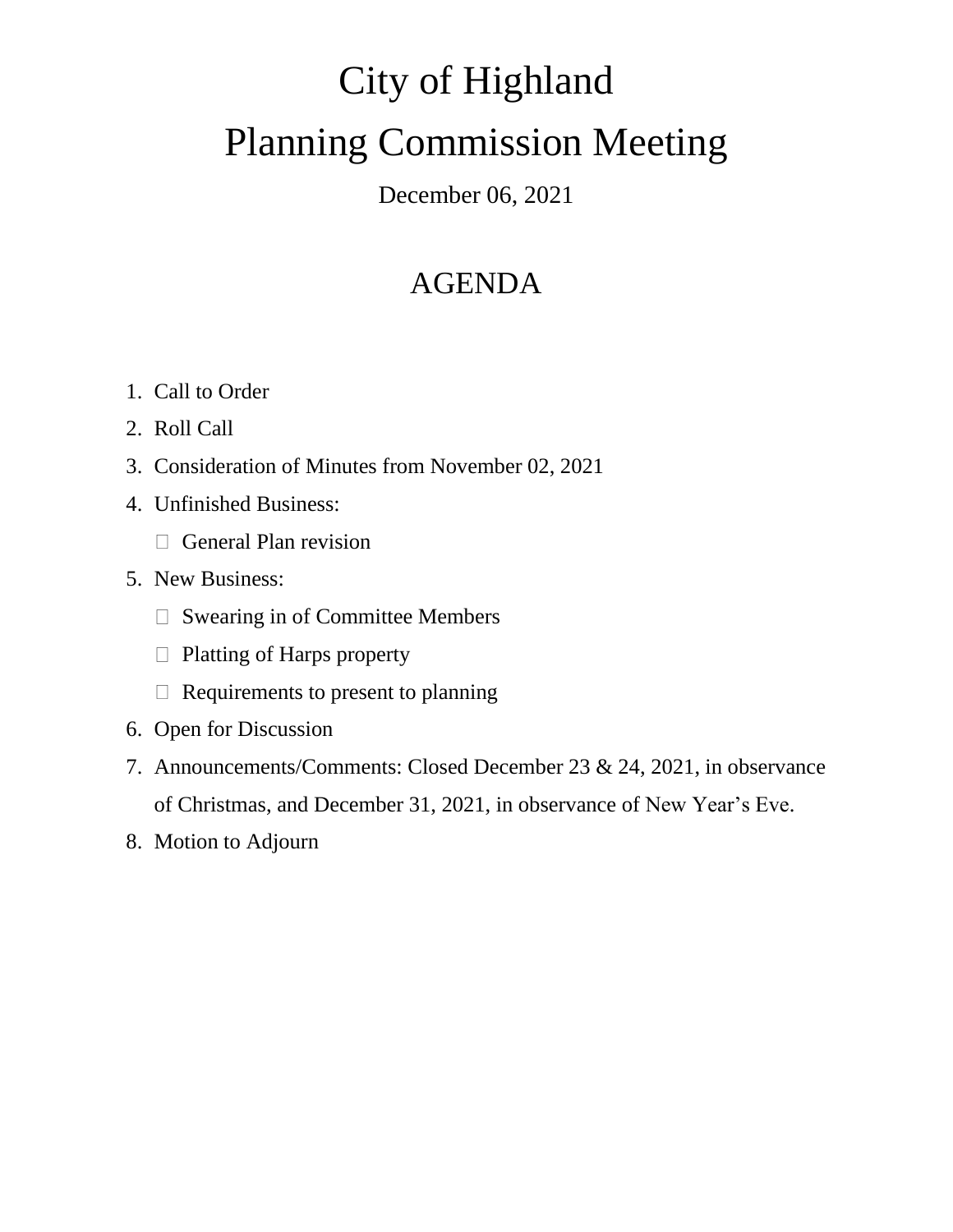# City of Highland

# Planning Commission Meeting

December 06, 2021

## AGENDA

1. Call to Order
2. Roll Call
3. Consideration of Minutes from November 02, 2021
4. Unfinished Business:
   - General Plan revision
5. New Business:
   - Swearing in of Committee Members
   - Platting of Harps property
   - Requirements to present to planning
6. Open for Discussion
7. Announcements/Comments: Closed December 23 & 24, 2021, in observance of Christmas, and December 31, 2021, in observance of New Year's Eve.
8. Motion to Adjourn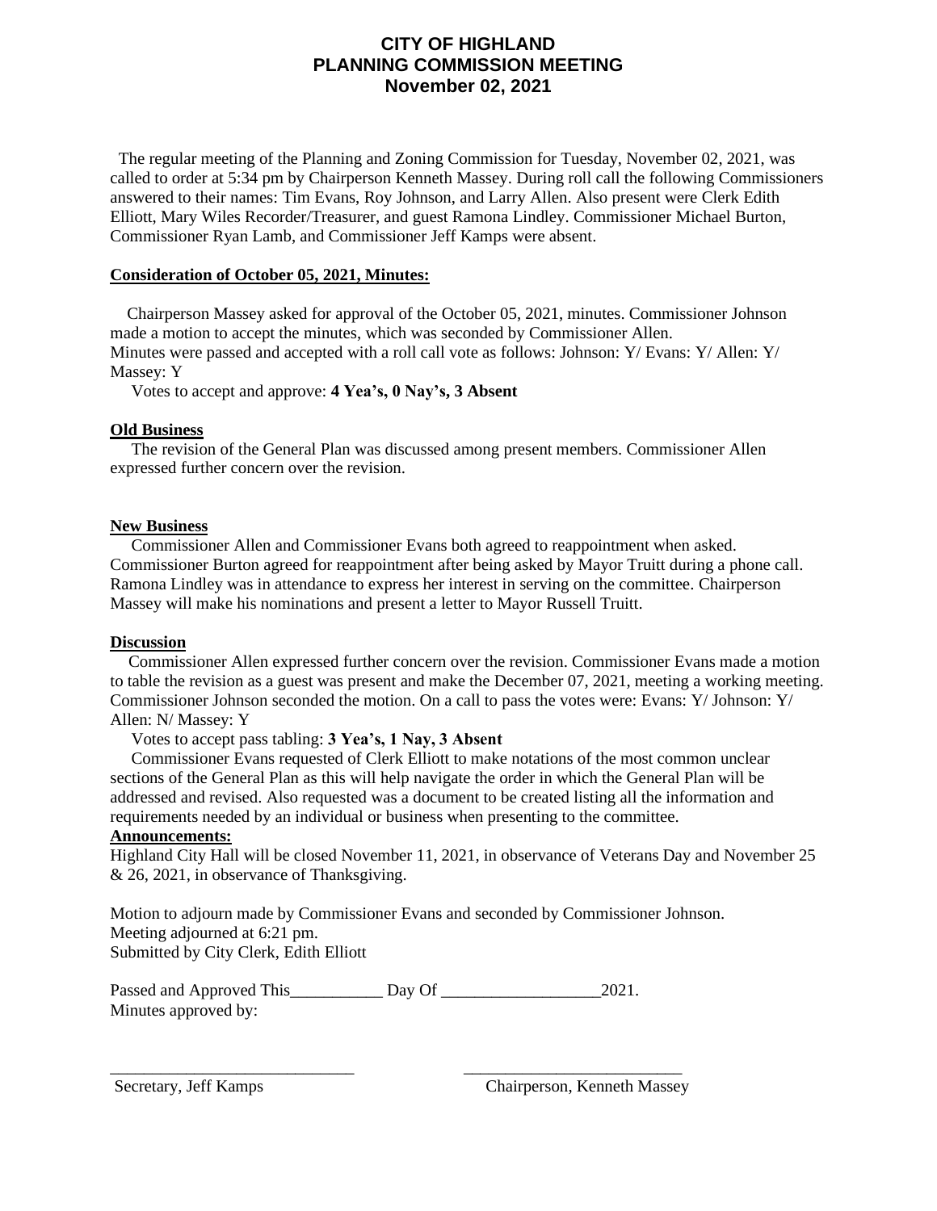# CITY OF HIGHLAND
# PLANNING COMMISSION MEETING
# November 02, 2021

The regular meeting of the Planning and Zoning Commission for Tuesday, November 02, 2021, was called to order at 5:34 pm by Chairperson Kenneth Massey. During roll call the following Commissioners answered to their names: Tim Evans, Roy Johnson, and Larry Allen. Also present were Clerk Edith Elliott, Mary Wiles Recorder/Treasurer, and guest Ramona Lindley. Commissioner Michael Burton, Commissioner Ryan Lamb, and Commissioner Jeff Kamps were absent.

**Consideration of October 05, 2021, Minutes:**

Chairperson Massey asked for approval of the October 05, 2021, minutes. Commissioner Johnson made a motion to accept the minutes, which was seconded by Commissioner Allen.
Minutes were passed and accepted with a roll call vote as follows: Johnson: Y/ Evans: Y/ Allen: Y/ Massey: Y

Votes to accept and approve: **4 Yea's, 0 Nay's, 3 Absent**

**Old Business**

The revision of the General Plan was discussed among present members. Commissioner Allen expressed further concern over the revision.

**New Business**

Commissioner Allen and Commissioner Evans both agreed to reappointment when asked. Commissioner Burton agreed for reappointment after being asked by Mayor Truitt during a phone call. Ramona Lindley was in attendance to express her interest in serving on the committee. Chairperson Massey will make his nominations and present a letter to Mayor Russell Truitt.

**Discussion**

Commissioner Allen expressed further concern over the revision. Commissioner Evans made a motion to table the revision as a guest was present and make the December 07, 2021, meeting a working meeting. Commissioner Johnson seconded the motion. On a call to pass the votes were: Evans: Y/ Johnson: Y/ Allen: N/ Massey: Y

Votes to accept pass tabling: **3 Yea's, 1 Nay, 3 Absent**

Commissioner Evans requested of Clerk Elliott to make notations of the most common unclear sections of the General Plan as this will help navigate the order in which the General Plan will be addressed and revised. Also requested was a document to be created listing all the information and requirements needed by an individual or business when presenting to the committee.

**Announcements:**

Highland City Hall will be closed November 11, 2021, in observance of Veterans Day and November 25 & 26, 2021, in observance of Thanksgiving.

Motion to adjourn made by Commissioner Evans and seconded by Commissioner Johnson.
Meeting adjourned at 6:21 pm.
Submitted by City Clerk, Edith Elliott

Passed and Approved This___________ Day Of ___________________2021.
Minutes approved by:

_____________________________ Secretary, Jeff Kamps

_____________________________ Chairperson, Kenneth Massey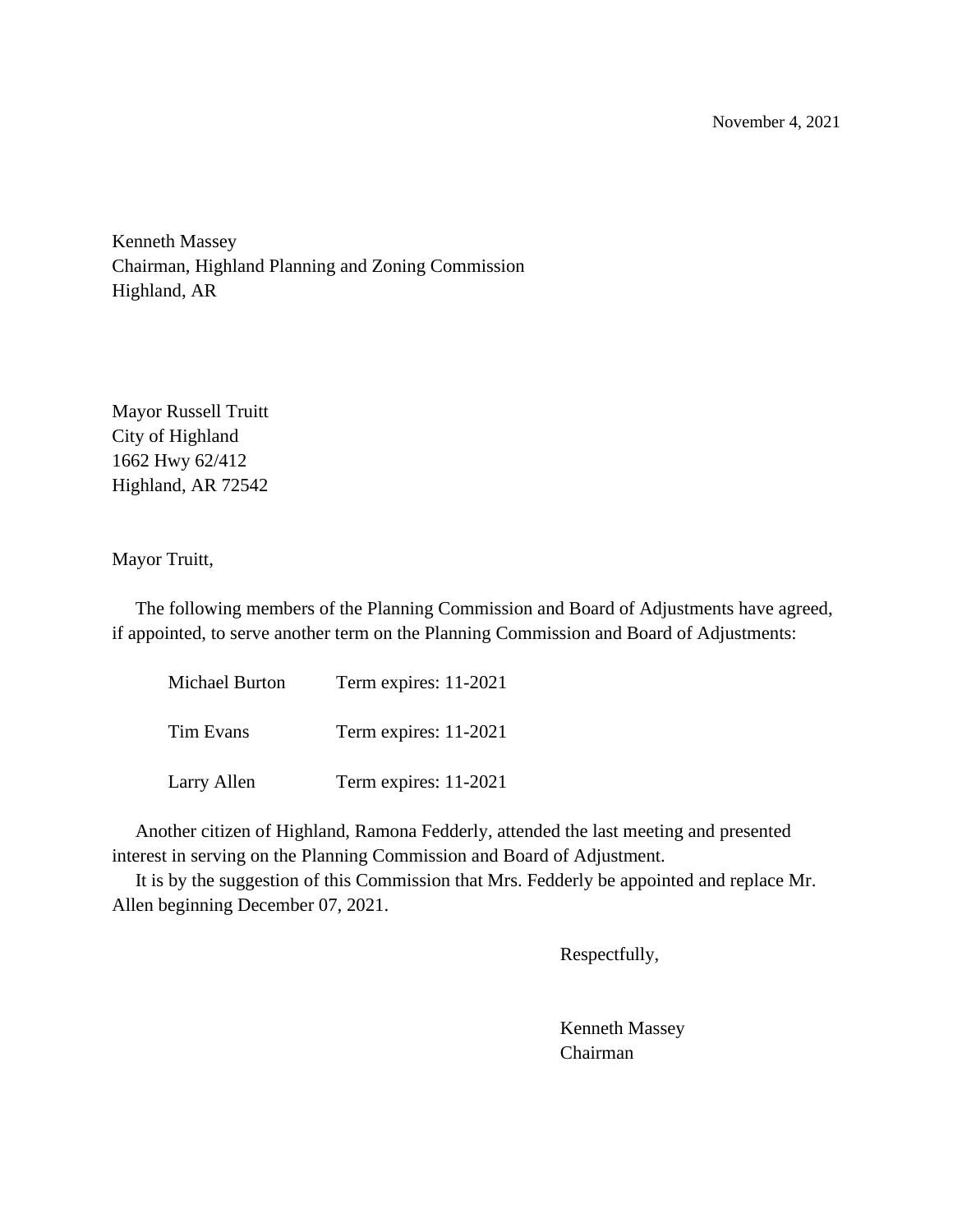November 4, 2021

Kenneth Massey
Chairman, Highland Planning and Zoning Commission
Highland, AR

Mayor Russell Truitt
City of Highland
1662 Hwy 62/412
Highland, AR 72542

Mayor Truitt,

The following members of the Planning Commission and Board of Adjustments have agreed, if appointed, to serve another term on the Planning Commission and Board of Adjustments:

| | |
|---|---|
| Michael Burton | Term expires: 11-2021 |
| Tim Evans | Term expires: 11-2021 |
| Larry Allen | Term expires: 11-2021 |

Another citizen of Highland, Ramona Fedderly, attended the last meeting and presented interest in serving on the Planning Commission and Board of Adjustment.

It is by the suggestion of this Commission that Mrs. Fedderly be appointed and replace Mr. Allen beginning December 07, 2021.

Respectfully,

Kenneth Massey
Chairman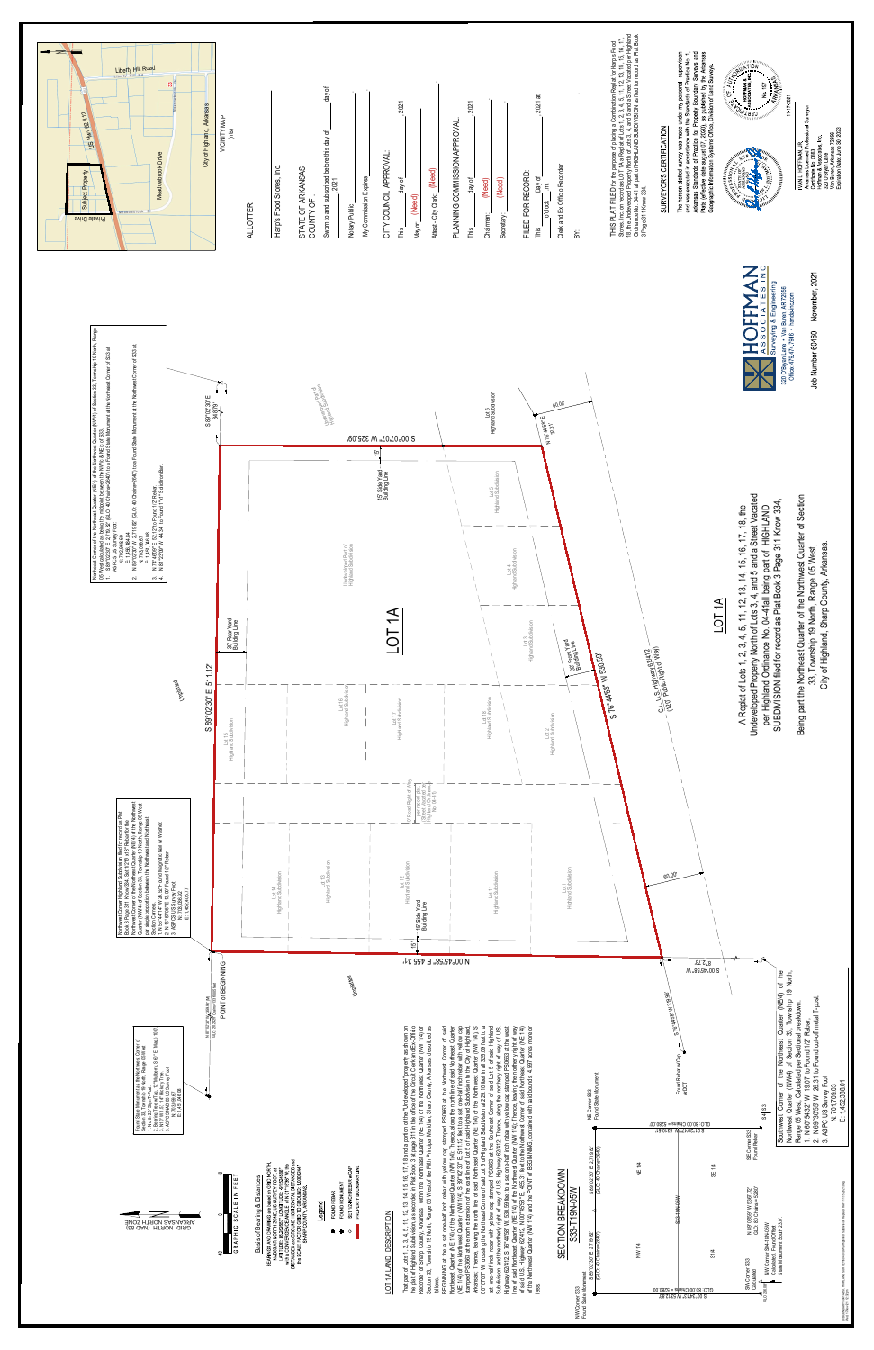# LOT 1A

A Redat of Lots 1, 2, 3, 4, 5, 11, 12, 13, 14, 15, 16, 17, 18, the Undeveloped Property North of Lots 3, 4, and 5 and a Street Vacated per Highland Ordinance No. 04-41all being part of HIGHLAND SUBDIVISION filed for record as Plat Book 3 Page 311 Know 334,

Being part the Northeast Quarter of the Northwest Quarter of Section 33, Township 19 North, Range 05 West, City of Highland, Sharp County, Arkansas.

## LOT 1A LAND DESCRIPTION

That part of Lots 1, 2, 3, 4, 5, 11, 12, 13, 14, 15, 16, 17, 18 and a portion of the "Undeveloped" property as shown on the plat of Highland Subdivision as recorded in Plat Book 3 at page 311 in the office of the Circuit Clerk and Ex-Officio Recorder of Sharp County, Arkansas, within the Northeast Quarter (NE 1/4) of the Northwest Quarter (NW 1/4) of Section 33, Township 19 North, Range 05 West of the Fifth Principal Meridian, Sharp County, Arkansas, described as follows:

BEGINNING at the said one-half inch rebar with yellow cap stamped PS0663 at the Northwest Corner of said Northeast Quarter (NE 1/4) of the Northwest Quarter (NW 1/4); Thence, along the north line of said Northeast Quarter (NE 1/4) of the Northwest Quarter (NW 1/4) S 89°02'30" E, 511.12 feet to a set one-half inch rebar with yellow cap stamped PS0663 at the north extension of the east line of Lot 5 of said Highland Subdivision to the City of Highland, Arkansas; Thence, leaving the north line of said Northeast Quarter (NE 1/4) of the Northwest Quarter (NW 1/4) S 00°07'07" W, crossing the Northeast Corner of said Lot 5 of said Highland Subdivision at 2.25 12 feet in all 325.09 feet to a set one-half inch rebar with yellow cap stamped PS0663 at the Southeast Corner of said Lot 5 of said Highland Subdivision and the northerly right of way of U.S. Highway 62/412; Thence, along the northerly right of way of U.S. Highway 62/412, S 76°44'58" W, 530.59 feet to a set one-half inch rebar with yellow cap stamped PS0663 at the west line of said Northeast Quarter (NE 1/4) of the Northwest Quarter (NW 1/4); Thence, leaving the northerly right of way of said U.S. Highway 62/412, N 00°45'58" E, 455.31 feet to the Northwest Corner of said Northeast Quarter (NE 1/4) of the Northwest Quarter (NW 1/4) and the POINT of BEGINNING, contained with said bounds 4.597 acres more or less.

## Basis of Bearing & Distances

BEARINGS AND DRAWING are based on GRID NORTH, NAD 83 (ARKANSAS NORTH ZONE). LATITUDE: 36.XXXXX° LONGITUDE: -91.XXXXX° with a CONVERGENCE ANGLE of 0°XX'XX" at the POINT of BEGINNING. DISTANCES are GROUND HORIZONTAL DISTANCES (using a COMBINED SCALE FACTOR (CSF) = X.XXXXXXXX) SHARP COUNTY, ARKANSAS.

GRID NORTH (NAD 83) ARKANSAS NORTH ZONE

GRAPHIC SCALE IN FEET: 0 — 40 — 80

### Legend

- FOUND REBAR
- FOUND MONUMENT
- SET 1/2" REBAR W/CAP
- PROPERTY BOUNDARY LINE

## SECTION BREAKDOWN

### S33-T19N-05W

NW Corner S33 — Found State Monument

S89°02'30"E 2,719.92' (GLO: 40 Chains=2640')

NE Corner S33 — Found State Monument

NW 1/4 — NE 1/4 — SW 1/4 — SE 1/4

GLO: 80.00 Chains = 5280.00'

SW Corner S33 — Calculated, Found Offset State Monument South 3.02'

N 89°05'59" W 5,305.12' (GLO: 80.00 Chains = 5280')

SE Corner S33 — Found Rebar

GLO: 80.00 Chains = 5280.00'

Southwest Corner of the Northeast Quarter (NE1/4) of the Northwest Quarter (NW1/4) of Section 33, Township 19 North, Range 05 West, Calculated per Sectional breakdown.

1. N 00°45'58" W 19.07' to Found 1/2" Rebar
2. N 69°30'55" W 26.31' to Found cut-off metal T-post.
3. ASPC US Survey Foot: N: 701708.03, E: 1,452,389.01

Found State Monument at the Northeast Corner of Section 33, Township 19 North, Range 05 West

1. North 20' Bent Chisel
2. Bearing Tree w/Tag "Tri Natiers S 86° E (Mag) 18.0'
3. ASPC US Survey Foot: N: 702968.69, E: 1,451,465.08

Northwest Corner of the Northeast Quarter (NE1/4) of the Northwest Quarter (NW1/4) of Section 33, Township 19 North, Range 05 West calculated as being the midpoint between the NW & NE corners of S33.

1. S89°02'30" E 2,719.92' (GLO: 40 Chains=2640') to a Found State Monument at the Northeast Corner of S33 at ASPC US Survey Foot: N: 702,968.69, E: 1,450,464.64
2. N 89°02'30" W 2,719.92' (GLO: 40 Chains=2640') to a Found State Monument at the Northwest Corner of S33 at N: 703,099.61, E: 1,451,465.08
3. N 74°48'00" E 52.72' to Found 1/2" Rebar
4. N 81°23'09" W 44.34' to Found 1"x1" Solid Iron Bar.

Northwest Corner Highland Subdivision filed for record as Plat Book 3 Page 311 Know 334. Set 1/2" Rebar at the Northwest Corner of the Northeast Quarter (NE1/4) of the Northwest Quarter (NW1/4) of Section 33, Township 19 North, Range 05 West per sectional breakdown between the Northwest and Northeast Section Corners.

1. N 58°44'14" W 25.59' Found Magnetic Nail w/ Washer.
2. N 87°28'15" E 53.97' Found 1/2" Rebar.
3. ASPC US Survey Foot: N: 703,036.52, E: 1,452,425.77

POINT of BEGINNING

S 89°02'30" E 511.12

S 00°07'07" W 325.09'

S 76°44'58" W 530.59'

N 00°45'58" E 455.31'

S 89°02'30" E 60.78

S 00°45'58" W 87.72

N 76°44'58" E 32.51'

S 76°44'58" W 19.82'

60.00'

60.00'

15' Side Yard Building Line

30' Rear Yard Building Line

30' Front Yard Building Line

15'

C.L. U.S. Highway 62/412 (120' Public Right of Way)

Found Rebar w/Cap AHDOT

Undeveloped

Undeveloped Part of Highland Subdivision

Lot 1 – Lot 18 Highland Subdivision

Lot 6 Highland Subdivision

A Road Right of Way per Plat of the Highland Subdivision Vacated by Ordinance No. 04-41

## ALLOTTER:

Harp's Food Stores, Inc.

STATE OF ARKANSAS
COUNTY OF :

Sworn to and subscribed before this day of ________ day of ________, 2021

Notary Public ________

My Commission Expires ________

CITY COUNCIL APPROVAL:

This ____ day of ________, 2021

Mayor: (Need)

Attest - City Clerk: (Need)

PLANNING COMMISSION APPROVAL:

This ____ day of ________, 2021

Chairman: (Need)

Secretary: (Need)

FILED FOR RECORD:

This ____ Day of ________, 2021 at ____ o'clock ____ m.

Clerk and Ex Officio Recorder

BY: ________

THIS PLAT FILED for the purpose of placing a Combination Replat for Harp's Food Stores, Inc. on record as LOT 1A a Replat of Lots 1, 2, 3, 4, 5, 11, 12, 13, 14, 15, 16, 17, 18, the Undeveloped Property North of Lots 3, 4, and 5 and a Street Vacated per Highland Ordinance No. 04-41 all part of HIGHLAND SUBDIVISION as filed for record as Plat Book 3 Page 311 Know 334.

## SURVEYOR'S CERTIFICATION

The hereon platted survey was made under my personal supervision and was executed in accordance with the Standards of Practice No. 1, Arkansas Standards of Practice for Property Boundary Surveys and Plats (effective date August 17, 2020), as adopted by the Arkansas Geographic Information Systems Office, Division of Land Surveys.

HANK L. HOFFMAN, JR.
Arkansas Registered Professional Surveyor
Certificate No. 1883
Hoffman & Associates, Inc.
320 O'Bryan Lane
Van Buren, Arkansas 72956
Expiration Date: June 30, 2022

Certificate of Authorization No. 197

11-?-2021

HOFFMAN ASSOCIATES INC
Surveying & Engineering
320 O'Bryan Lane • Van Buren, AR 72956
Office: 479.474.7816 • handa-inc.com

Job Number 60460 — November, 2021

VICINITY MAP (nts)

City of Highland, Arkansas

Liberty Hill Road — US Hwy 62 & 412 — Subject Property — Private Drive — Meadowbrook Drive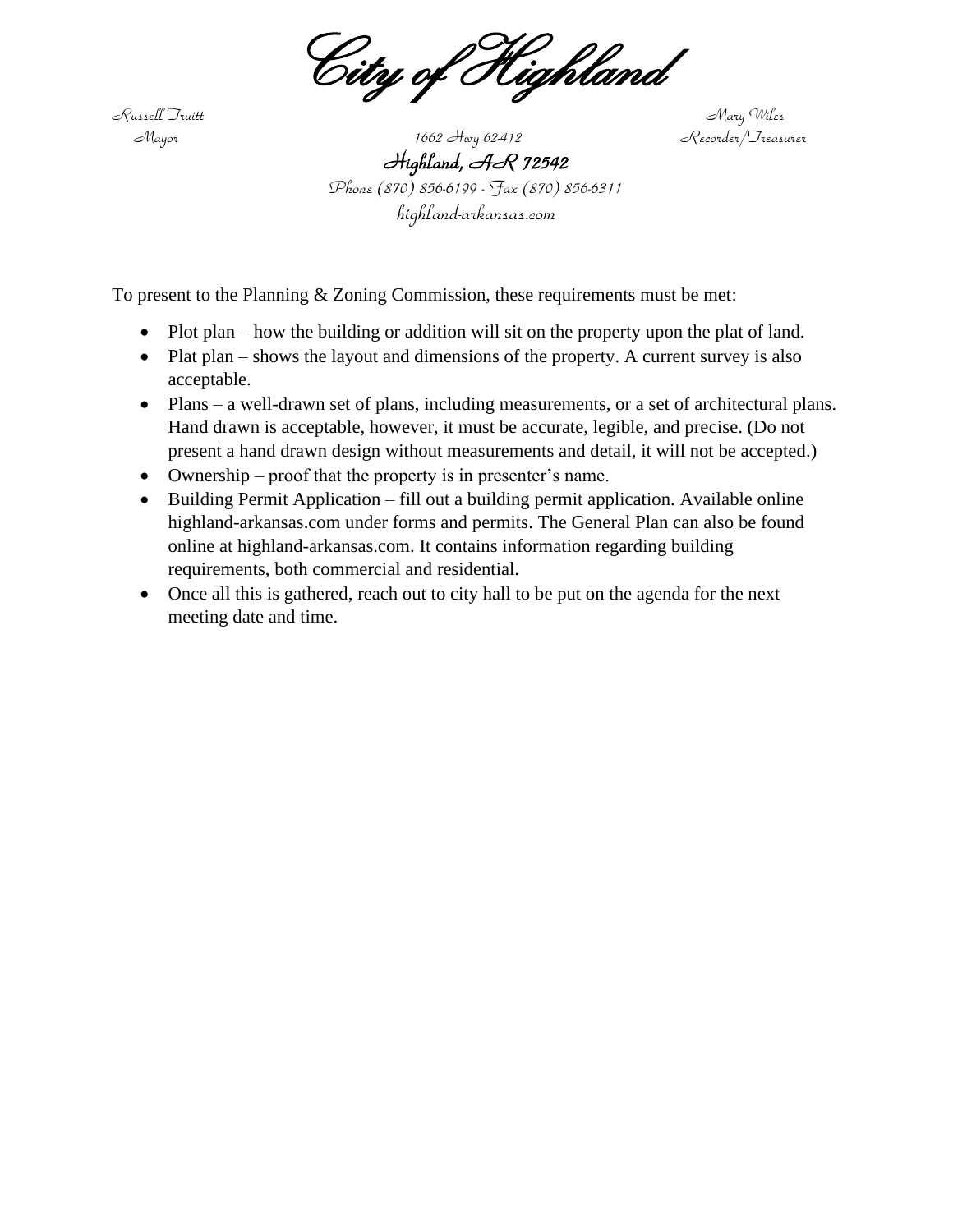# City of Highland

Russell Truitt
Mayor

1662 Hwy 62-412
Highland, AR 72542
Phone (870) 856-6199 - Fax (870) 856-6311
highland-arkansas.com

Mary Wiles
Recorder/Treasurer

To present to the Planning & Zoning Commission, these requirements must be met:

- Plot plan – how the building or addition will sit on the property upon the plat of land.
- Plat plan – shows the layout and dimensions of the property. A current survey is also acceptable.
- Plans – a well-drawn set of plans, including measurements, or a set of architectural plans. Hand drawn is acceptable, however, it must be accurate, legible, and precise. (Do not present a hand drawn design without measurements and detail, it will not be accepted.)
- Ownership – proof that the property is in presenter's name.
- Building Permit Application – fill out a building permit application. Available online highland-arkansas.com under forms and permits. The General Plan can also be found online at highland-arkansas.com. It contains information regarding building requirements, both commercial and residential.
- Once all this is gathered, reach out to city hall to be put on the agenda for the next meeting date and time.